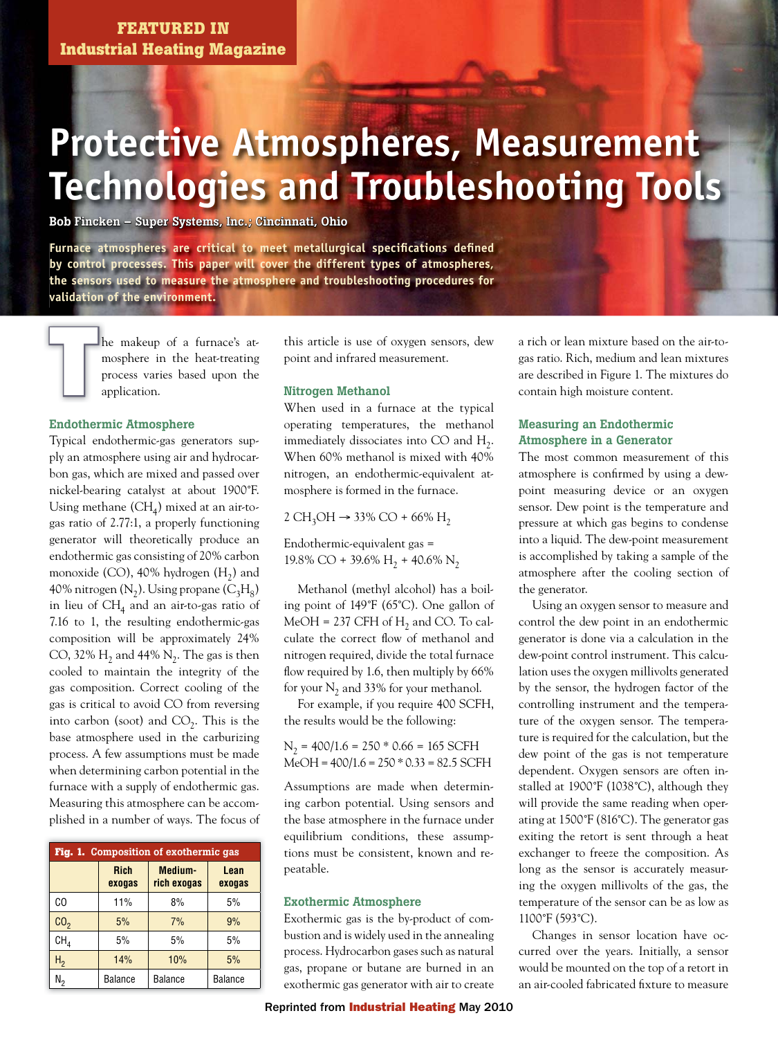FEATURED IN Industrial Heating Magazine

# Protective Atmospheres, Measurement Technologies and Troubleshooting Tools

**Bob Fincken – Super Systems, Inc.; Cincinnati, Ohio**

**Furnace atmospheres are critical to meet metallurgical specifications defined by control processes. This paper will cover the different types of atmospheres, the sensors used to measure the atmosphere and troubleshooting procedures for validation of the environment.**

The makeup of a furnace's atmosphere in the heat-treating process varies based upon the application.

### Endothermic Atmosphere

Typical endothermic-gas generators supply an atmosphere using air and hydrocarbon gas, which are mixed and passed over nickel-bearing catalyst at about 1900°F. Using methane ($CH_4$) mixed at an air-to-gas ratio of 2.77:1, a properly functioning generator will theoretically produce an endothermic gas consisting of 20% carbon monoxide (CO), 40% hydrogen ($H_2$) and 40% nitrogen ($N_2$). Using propane ($C_3H_8$) in lieu of $CH_4$ and an air-to-gas ratio of 7.16 to 1, the resulting endothermic-gas composition will be approximately 24% CO, 32% $H_2$ and 44% $N_2$. The gas is then cooled to maintain the integrity of the gas composition. Correct cooling of the gas is critical to avoid CO from reversing into carbon (soot) and $CO_2$. This is the base atmosphere used in the carburizing process. A few assumptions must be made when determining carbon potential in the furnace with a supply of endothermic gas. Measuring this atmosphere can be accomplished in a number of ways. The focus of this article is use of oxygen sensors, dew point and infrared measurement.

**Fig. 1. Composition of exothermic gas**

| | Rich exogas | Medium-rich exogas | Lean exogas |
|---|---|---|---|
| CO | 11% | 8% | 5% |
| $CO_2$ | 5% | 7% | 9% |
| $CH_4$ | 5% | 5% | 5% |
| $H_2$ | 14% | 10% | 5% |
| $N_2$ | Balance | Balance | Balance |

### Nitrogen Methanol

When used in a furnace at the typical operating temperatures, the methanol immediately dissociates into CO and $H_2$. When 60% methanol is mixed with 40% nitrogen, an endothermic-equivalent atmosphere is formed in the furnace.

$$2\ CH_3OH \rightarrow 33\%\ CO + 66\%\ H_2$$

Endothermic-equivalent gas = 19.8% CO + 39.6% $H_2$ + 40.6% $N_2$

Methanol (methyl alcohol) has a boiling point of 149°F (65°C). One gallon of MeOH = 237 CFH of $H_2$ and CO. To calculate the correct flow of methanol and nitrogen required, divide the total furnace flow required by 1.6, then multiply by 66% for your $N_2$ and 33% for your methanol.

For example, if you require 400 SCFH, the results would be the following:

$N_2$ = 400/1.6 = 250 * 0.66 = 165 SCFH
MeOH = 400/1.6 = 250 * 0.33 = 82.5 SCFH

Assumptions are made when determining carbon potential. Using sensors and the base atmosphere in the furnace under equilibrium conditions, these assumptions must be consistent, known and repeatable.

### Exothermic Atmosphere

Exothermic gas is the by-product of combustion and is widely used in the annealing process. Hydrocarbon gases such as natural gas, propane or butane are burned in an exothermic gas generator with air to create a rich or lean mixture based on the air-to-gas ratio. Rich, medium and lean mixtures are described in Figure 1. The mixtures do contain high moisture content.

### Measuring an Endothermic Atmosphere in a Generator

The most common measurement of this atmosphere is confirmed by using a dew-point measuring device or an oxygen sensor. Dew point is the temperature and pressure at which gas begins to condense into a liquid. The dew-point measurement is accomplished by taking a sample of the atmosphere after the cooling section of the generator.

Using an oxygen sensor to measure and control the dew point in an endothermic generator is done via a calculation in the dew-point control instrument. This calculation uses the oxygen millivolts generated by the sensor, the hydrogen factor of the controlling instrument and the temperature of the oxygen sensor. The temperature is required for the calculation, but the dew point of the gas is not temperature dependent. Oxygen sensors are often installed at 1900°F (1038°C), although they will provide the same reading when operating at 1500°F (816°C). The generator gas exiting the retort is sent through a heat exchanger to freeze the composition. As long as the sensor is accurately measuring the oxygen millivolts of the gas, the temperature of the sensor can be as low as 1100°F (593°C).

Changes in sensor location have occurred over the years. Initially, a sensor would be mounted on the top of a retort in an air-cooled fabricated fixture to measure

Reprinted from Industrial Heating May 2010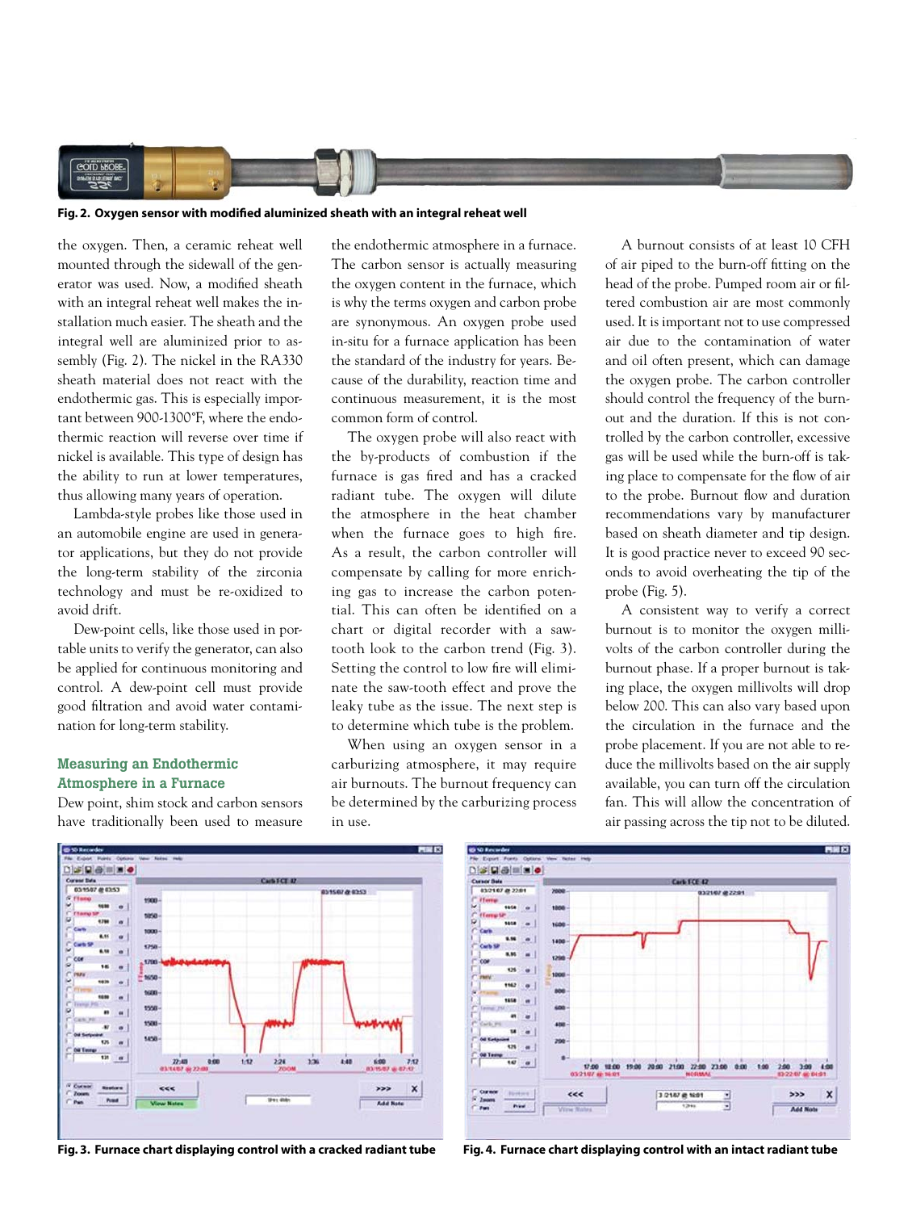Fig. 2. Oxygen sensor with modified aluminized sheath with an integral reheat well

the oxygen. Then, a ceramic reheat well mounted through the sidewall of the generator was used. Now, a modified sheath with an integral reheat well makes the installation much easier. The sheath and the integral well are aluminized prior to assembly (Fig. 2). The nickel in the RA330 sheath material does not react with the endothermic gas. This is especially important between 900-1300°F, where the endothermic reaction will reverse over time if nickel is available. This type of design has the ability to run at lower temperatures, thus allowing many years of operation.

Lambda-style probes like those used in an automobile engine are used in generator applications, but they do not provide the long-term stability of the zirconia technology and must be re-oxidized to avoid drift.

Dew-point cells, like those used in portable units to verify the generator, can also be applied for continuous monitoring and control. A dew-point cell must provide good filtration and avoid water contamination for long-term stability.

## Measuring an Endothermic Atmosphere in a Furnace

Dew point, shim stock and carbon sensors have traditionally been used to measure the endothermic atmosphere in a furnace. The carbon sensor is actually measuring the oxygen content in the furnace, which is why the terms oxygen and carbon probe are synonymous. An oxygen probe used in-situ for a furnace application has been the standard of the industry for years. Because of the durability, reaction time and continuous measurement, it is the most common form of control.

The oxygen probe will also react with the by-products of combustion if the furnace is gas fired and has a cracked radiant tube. The oxygen will dilute the atmosphere in the heat chamber when the furnace goes to high fire. As a result, the carbon controller will compensate by calling for more enriching gas to increase the carbon potential. This can often be identified on a chart or digital recorder with a sawtooth look to the carbon trend (Fig. 3). Setting the control to low fire will eliminate the saw-tooth effect and prove the leaky tube as the issue. The next step is to determine which tube is the problem.

When using an oxygen sensor in a carburizing atmosphere, it may require air burnouts. The burnout frequency can be determined by the carburizing process in use.

A burnout consists of at least 10 CFH of air piped to the burn-off fitting on the head of the probe. Pumped room air or filtered combustion air are most commonly used. It is important not to use compressed air due to the contamination of water and oil often present, which can damage the oxygen probe. The carbon controller should control the frequency of the burnout and the duration. If this is not controlled by the carbon controller, excessive gas will be used while the burn-off is taking place to compensate for the flow of air to the probe. Burnout flow and duration recommendations vary by manufacturer based on sheath diameter and tip design. It is good practice never to exceed 90 seconds to avoid overheating the tip of the probe (Fig. 5).

A consistent way to verify a correct burnout is to monitor the oxygen millivolts of the carbon controller during the burnout phase. If a proper burnout is taking place, the oxygen millivolts will drop below 200. This can also vary based upon the circulation in the furnace and the probe placement. If you are not able to reduce the millivolts based on the air supply available, you can turn off the circulation fan. This will allow the concentration of air passing across the tip not to be diluted.

Fig. 3. Furnace chart displaying control with a cracked radiant tube

Fig. 4. Furnace chart displaying control with an intact radiant tube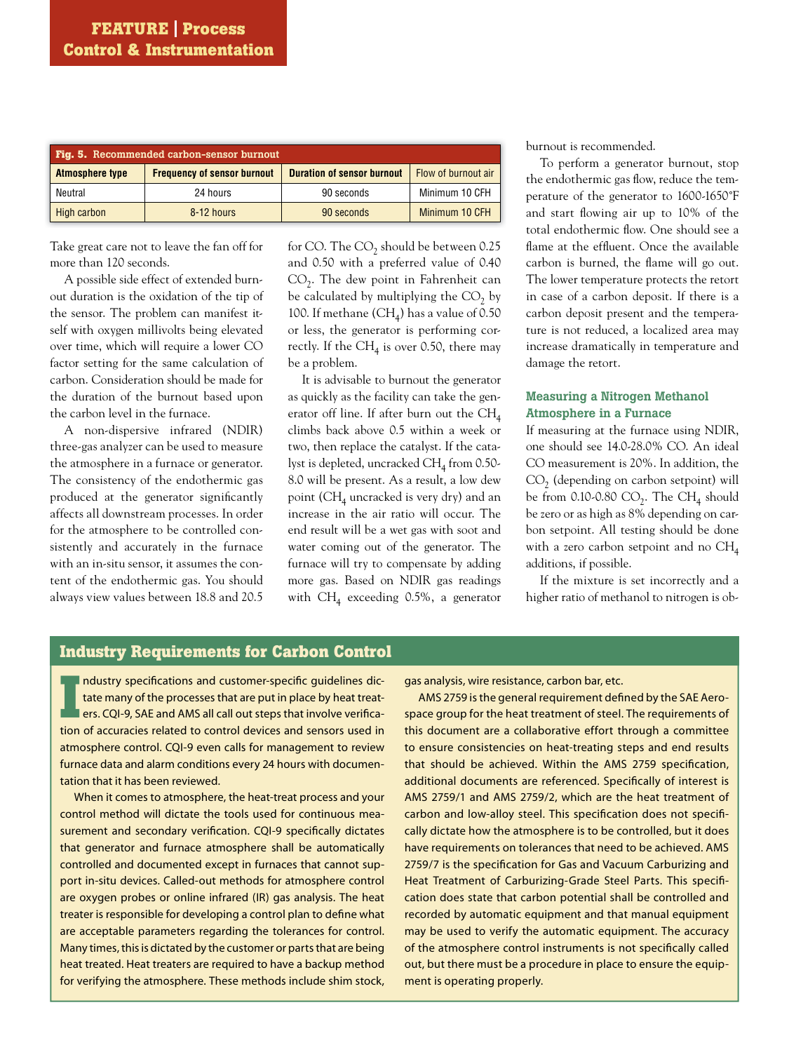**Fig. 5.** Recommended carbon-sensor burnout

| Atmosphere type | Frequency of sensor burnout | Duration of sensor burnout | Flow of burnout air |
|---|---|---|---|
| Neutral | 24 hours | 90 seconds | Minimum 10 CFH |
| High carbon | 8-12 hours | 90 seconds | Minimum 10 CFH |

Take great care not to leave the fan off for more than 120 seconds.

A possible side effect of extended burnout duration is the oxidation of the tip of the sensor. The problem can manifest itself with oxygen millivolts being elevated over time, which will require a lower CO factor setting for the same calculation of carbon. Consideration should be made for the duration of the burnout based upon the carbon level in the furnace.

A non-dispersive infrared (NDIR) three-gas analyzer can be used to measure the atmosphere in a furnace or generator. The consistency of the endothermic gas produced at the generator significantly affects all downstream processes. In order for the atmosphere to be controlled consistently and accurately in the furnace with an in-situ sensor, it assumes the content of the endothermic gas. You should always view values between 18.8 and 20.5 for CO. The $CO_2$ should be between 0.25 and 0.50 with a preferred value of 0.40 $CO_2$. The dew point in Fahrenheit can be calculated by multiplying the $CO_2$ by 100. If methane ($CH_4$) has a value of 0.50 or less, the generator is performing correctly. If the $CH_4$ is over 0.50, there may be a problem.

It is advisable to burnout the generator as quickly as the facility can take the generator off line. If after burn out the $CH_4$ climbs back above 0.5 within a week or two, then replace the catalyst. If the catalyst is depleted, uncracked $CH_4$ from 0.50-8.0 will be present. As a result, a low dew point ($CH_4$ uncracked is very dry) and an increase in the air ratio will occur. The end result will be a wet gas with soot and water coming out of the generator. The furnace will try to compensate by adding more gas. Based on NDIR gas readings with $CH_4$ exceeding 0.5%, a generator burnout is recommended.

To perform a generator burnout, stop the endothermic gas flow, reduce the temperature of the generator to 1600-1650°F and start flowing air up to 10% of the total endothermic flow. One should see a flame at the effluent. Once the available carbon is burned, the flame will go out. The lower temperature protects the retort in case of a carbon deposit. If there is a carbon deposit present and the temperature is not reduced, a localized area may increase dramatically in temperature and damage the retort.

### Measuring a Nitrogen Methanol Atmosphere in a Furnace

If measuring at the furnace using NDIR, one should see 14.0-28.0% CO. An ideal CO measurement is 20%. In addition, the $CO_2$ (depending on carbon setpoint) will be from 0.10-0.80 $CO_2$. The $CH_4$ should be zero or as high as 8% depending on carbon setpoint. All testing should be done with a zero carbon setpoint and no $CH_4$ additions, if possible.

If the mixture is set incorrectly and a higher ratio of methanol to nitrogen is ob-

## Industry Requirements for Carbon Control

Industry specifications and customer-specific guidelines dictate many of the processes that are put in place by heat treaters. CQI-9, SAE and AMS all call out steps that involve verification of accuracies related to control devices and sensors used in atmosphere control. CQI-9 even calls for management to review furnace data and alarm conditions every 24 hours with documentation that it has been reviewed.

When it comes to atmosphere, the heat-treat process and your control method will dictate the tools used for continuous measurement and secondary verification. CQI-9 specifically dictates that generator and furnace atmosphere shall be automatically controlled and documented except in furnaces that cannot support in-situ devices. Called-out methods for atmosphere control are oxygen probes or online infrared (IR) gas analysis. The heat treater is responsible for developing a control plan to define what are acceptable parameters regarding the tolerances for control. Many times, this is dictated by the customer or parts that are being heat treated. Heat treaters are required to have a backup method for verifying the atmosphere. These methods include shim stock, gas analysis, wire resistance, carbon bar, etc.

AMS 2759 is the general requirement defined by the SAE Aerospace group for the heat treatment of steel. The requirements of this document are a collaborative effort through a committee to ensure consistencies on heat-treating steps and end results that should be achieved. Within the AMS 2759 specification, additional documents are referenced. Specifically of interest is AMS 2759/1 and AMS 2759/2, which are the heat treatment of carbon and low-alloy steel. This specification does not specifically dictate how the atmosphere is to be controlled, but it does have requirements on tolerances that need to be achieved. AMS 2759/7 is the specification for Gas and Vacuum Carburizing and Heat Treatment of Carburizing-Grade Steel Parts. This specification does state that carbon potential shall be controlled and recorded by automatic equipment and that manual equipment may be used to verify the automatic equipment. The accuracy of the atmosphere control instruments is not specifically called out, but there must be a procedure in place to ensure the equipment is operating properly.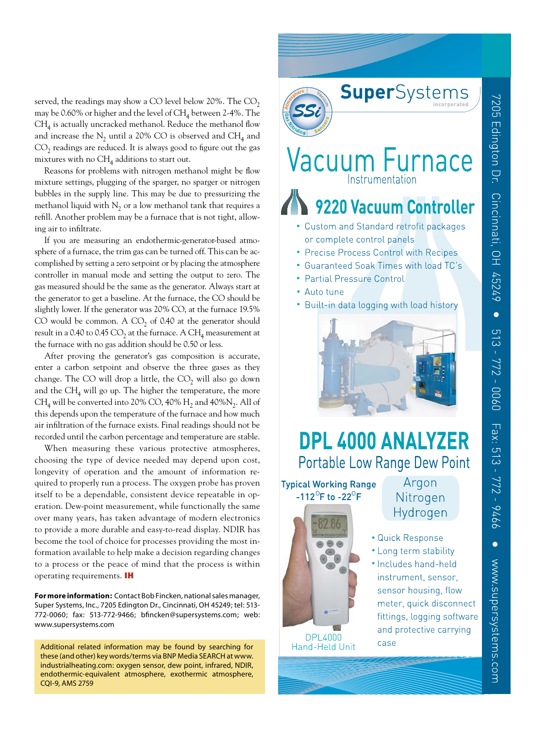served, the readings may show a CO level below 20%. The $CO_2$ may be 0.60% or higher and the level of $CH_4$ between 2-4%. The $CH_4$ is actually uncracked methanol. Reduce the methanol flow and increase the $N_2$ until a 20% CO is observed and $CH_4$ and $CO_2$ readings are reduced. It is always good to figure out the gas mixtures with no $CH_4$ additions to start out.

Reasons for problems with nitrogen methanol might be flow mixture settings, plugging of the sparger, no sparger or nitrogen bubbles in the supply line. This may be due to pressurizing the methanol liquid with $N_2$ or a low methanol tank that requires a refill. Another problem may be a furnace that is not tight, allowing air to infiltrate.

If you are measuring an endothermic-generator-based atmosphere of a furnace, the trim gas can be turned off. This can be accomplished by setting a zero setpoint or by placing the atmosphere controller in manual mode and setting the output to zero. The gas measured should be the same as the generator. Always start at the generator to get a baseline. At the furnace, the CO should be slightly lower. If the generator was 20% CO, at the furnace 19.5% CO would be common. A $CO_2$ of 0.40 at the generator should result in a 0.40 to 0.45 $CO_2$ at the furnace. A $CH_4$ measurement at the furnace with no gas addition should be 0.50 or less.

After proving the generator's gas composition is accurate, enter a carbon setpoint and observe the three gases as they change. The CO will drop a little, the $CO_2$ will also go down and the $CH_4$ will go up. The higher the temperature, the more $CH_4$ will be converted into 20% CO, 40% $H_2$ and 40%$N_2$. All of this depends upon the temperature of the furnace and how much air infiltration of the furnace exists. Final readings should not be recorded until the carbon percentage and temperature are stable.

When measuring these various protective atmospheres, choosing the type of device needed may depend upon cost, longevity of operation and the amount of information required to properly run a process. The oxygen probe has proven itself to be a dependable, consistent device repeatable in operation. Dew-point measurement, while functionally the same over many years, has taken advantage of modern electronics to provide a more durable and easy-to-read display. NDIR has become the tool of choice for processes providing the most information available to help make a decision regarding changes to a process or the peace of mind that the process is within operating requirements. **IH**

**For more information:** Contact Bob Fincken, national sales manager, Super Systems, Inc., 7205 Edington Dr., Cincinnati, OH 45249; tel: 513-772-0060; fax: 513-772-9466; bfincken@supersystems.com; web: www.supersystems.com

Additional related information may be found by searching for these (and other) key words/terms via BNP Media SEARCH at www.industrialheating.com: oxygen sensor, dew point, infrared, NDIR, endothermic-equivalent atmosphere, exothermic atmosphere, CQI-9, AMS 2759

---

**SuperSystems** incorporated

# Vacuum Furnace
Instrumentation

## 9220 Vacuum Controller

- Custom and Standard retrofit packages or complete control panels
- Precise Process Control with Recipes
- Guaranteed Soak Times with load TC's
- Partial Pressure Control
- Auto tune
- Built-in data logging with load history

## DPL 4000 ANALYZER
Portable Low Range Dew Point

**Typical Working Range -112°F to -22°F**

Argon
Nitrogen
Hydrogen

- Quick Response
- Long term stability
- Includes hand-held instrument, sensor, sensor housing, flow meter, quick disconnect fittings, logging software and protective carrying case

DPL4000 Hand-Held Unit

7205 Edington Dr. Cincinnati, OH 45249 • 513 - 772 - 0060 Fax: 513 - 772 - 9466 • www.supersystems.com